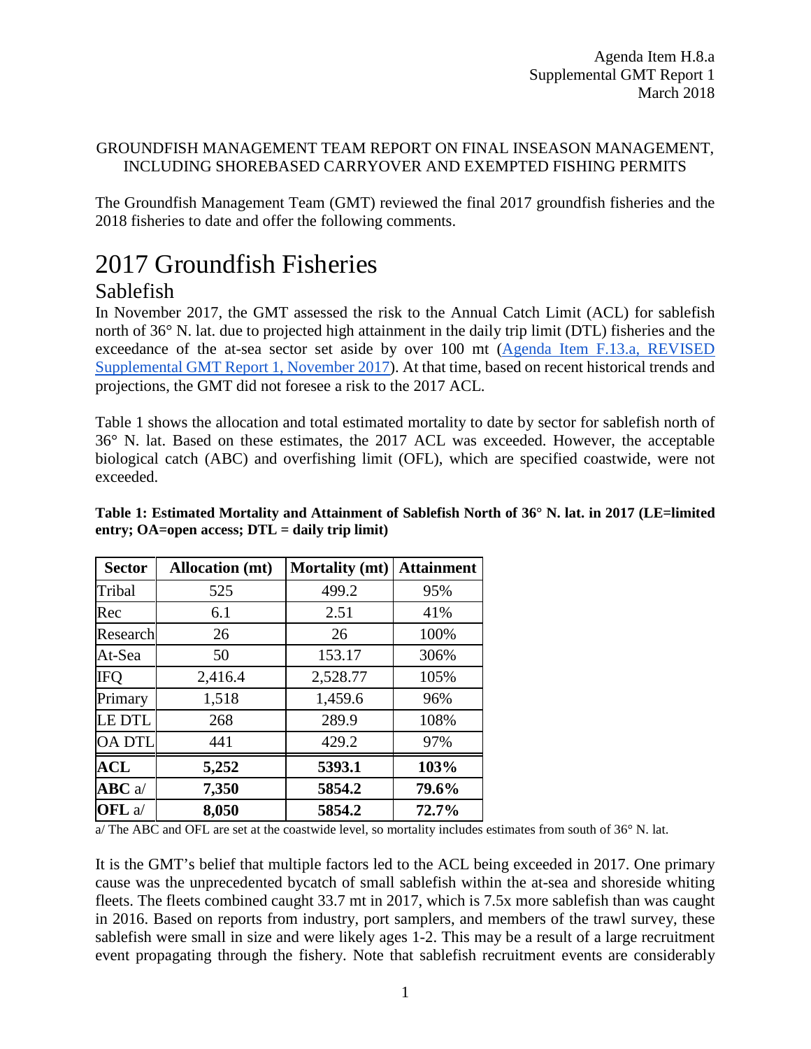Agenda Item H.8.a
Supplemental GMT Report 1
March 2018

GROUNDFISH MANAGEMENT TEAM REPORT ON FINAL INSEASON MANAGEMENT, INCLUDING SHOREBASED CARRYOVER AND EXEMPTED FISHING PERMITS

The Groundfish Management Team (GMT) reviewed the final 2017 groundfish fisheries and the 2018 fisheries to date and offer the following comments.

# 2017 Groundfish Fisheries

## Sablefish

In November 2017, the GMT assessed the risk to the Annual Catch Limit (ACL) for sablefish north of 36° N. lat. due to projected high attainment in the daily trip limit (DTL) fisheries and the exceedance of the at-sea sector set aside by over 100 mt (Agenda Item F.13.a, REVISED Supplemental GMT Report 1, November 2017). At that time, based on recent historical trends and projections, the GMT did not foresee a risk to the 2017 ACL.

Table 1 shows the allocation and total estimated mortality to date by sector for sablefish north of 36° N. lat. Based on these estimates, the 2017 ACL was exceeded. However, the acceptable biological catch (ABC) and overfishing limit (OFL), which are specified coastwide, were not exceeded.

**Table 1: Estimated Mortality and Attainment of Sablefish North of 36° N. lat. in 2017 (LE=limited entry; OA=open access; DTL = daily trip limit)**

| Sector | Allocation (mt) | Mortality (mt) | Attainment |
|---|---|---|---|
| Tribal | 525 | 499.2 | 95% |
| Rec | 6.1 | 2.51 | 41% |
| Research | 26 | 26 | 100% |
| At-Sea | 50 | 153.17 | 306% |
| IFQ | 2,416.4 | 2,528.77 | 105% |
| Primary | 1,518 | 1,459.6 | 96% |
| LE DTL | 268 | 289.9 | 108% |
| OA DTL | 441 | 429.2 | 97% |
| **ACL** | **5,252** | **5393.1** | **103%** |
| **ABC** a/ | **7,350** | **5854.2** | **79.6%** |
| **OFL** a/ | **8,050** | **5854.2** | **72.7%** |

a/ The ABC and OFL are set at the coastwide level, so mortality includes estimates from south of 36° N. lat.

It is the GMT's belief that multiple factors led to the ACL being exceeded in 2017. One primary cause was the unprecedented bycatch of small sablefish within the at-sea and shoreside whiting fleets. The fleets combined caught 33.7 mt in 2017, which is 7.5x more sablefish than was caught in 2016. Based on reports from industry, port samplers, and members of the trawl survey, these sablefish were small in size and were likely ages 1-2. This may be a result of a large recruitment event propagating through the fishery. Note that sablefish recruitment events are considerably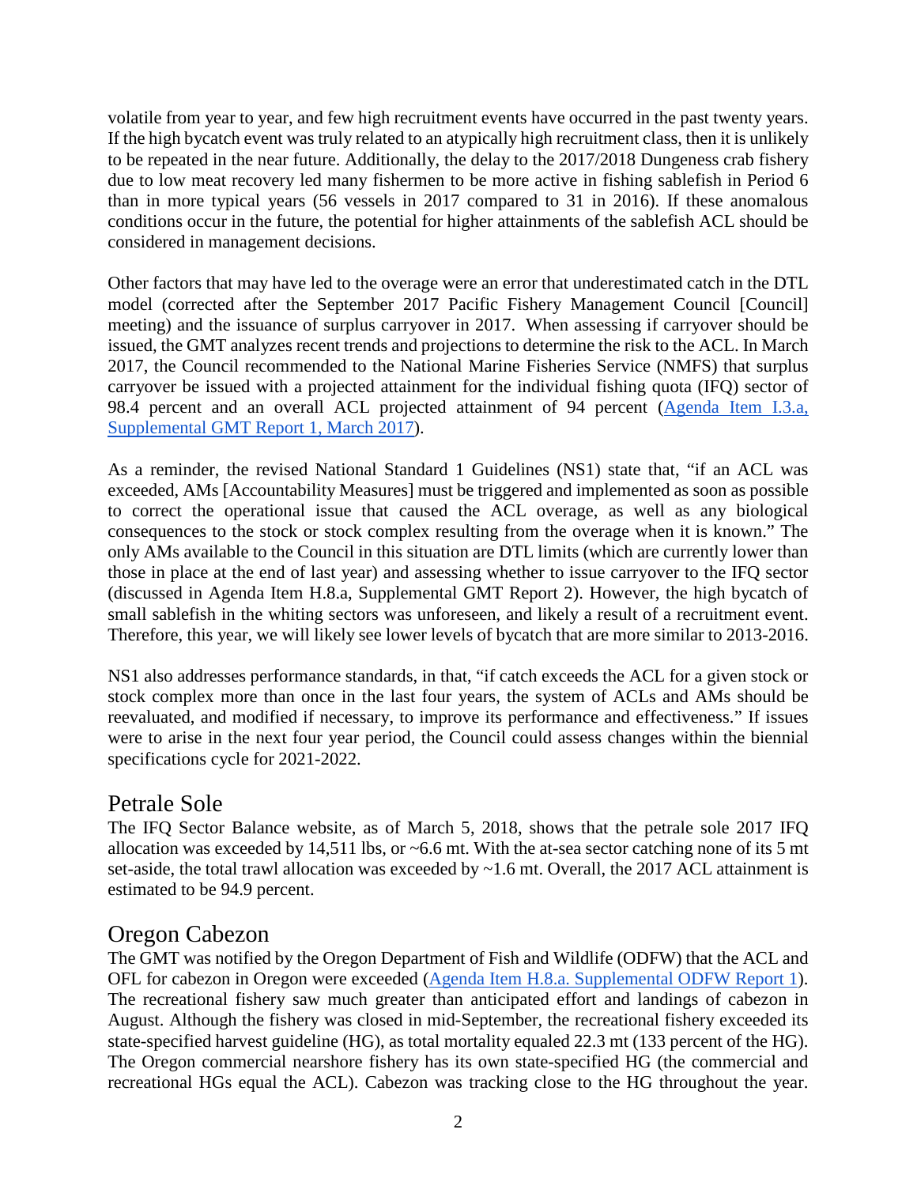volatile from year to year, and few high recruitment events have occurred in the past twenty years. If the high bycatch event was truly related to an atypically high recruitment class, then it is unlikely to be repeated in the near future. Additionally, the delay to the 2017/2018 Dungeness crab fishery due to low meat recovery led many fishermen to be more active in fishing sablefish in Period 6 than in more typical years (56 vessels in 2017 compared to 31 in 2016). If these anomalous conditions occur in the future, the potential for higher attainments of the sablefish ACL should be considered in management decisions.

Other factors that may have led to the overage were an error that underestimated catch in the DTL model (corrected after the September 2017 Pacific Fishery Management Council [Council] meeting) and the issuance of surplus carryover in 2017. When assessing if carryover should be issued, the GMT analyzes recent trends and projections to determine the risk to the ACL. In March 2017, the Council recommended to the National Marine Fisheries Service (NMFS) that surplus carryover be issued with a projected attainment for the individual fishing quota (IFQ) sector of 98.4 percent and an overall ACL projected attainment of 94 percent (Agenda Item I.3.a, Supplemental GMT Report 1, March 2017).

As a reminder, the revised National Standard 1 Guidelines (NS1) state that, "if an ACL was exceeded, AMs [Accountability Measures] must be triggered and implemented as soon as possible to correct the operational issue that caused the ACL overage, as well as any biological consequences to the stock or stock complex resulting from the overage when it is known." The only AMs available to the Council in this situation are DTL limits (which are currently lower than those in place at the end of last year) and assessing whether to issue carryover to the IFQ sector (discussed in Agenda Item H.8.a, Supplemental GMT Report 2). However, the high bycatch of small sablefish in the whiting sectors was unforeseen, and likely a result of a recruitment event. Therefore, this year, we will likely see lower levels of bycatch that are more similar to 2013-2016.

NS1 also addresses performance standards, in that, "if catch exceeds the ACL for a given stock or stock complex more than once in the last four years, the system of ACLs and AMs should be reevaluated, and modified if necessary, to improve its performance and effectiveness." If issues were to arise in the next four year period, the Council could assess changes within the biennial specifications cycle for 2021-2022.

## Petrale Sole

The IFQ Sector Balance website, as of March 5, 2018, shows that the petrale sole 2017 IFQ allocation was exceeded by 14,511 lbs, or ~6.6 mt. With the at-sea sector catching none of its 5 mt set-aside, the total trawl allocation was exceeded by ~1.6 mt. Overall, the 2017 ACL attainment is estimated to be 94.9 percent.

## Oregon Cabezon

The GMT was notified by the Oregon Department of Fish and Wildlife (ODFW) that the ACL and OFL for cabezon in Oregon were exceeded (Agenda Item H.8.a. Supplemental ODFW Report 1). The recreational fishery saw much greater than anticipated effort and landings of cabezon in August. Although the fishery was closed in mid-September, the recreational fishery exceeded its state-specified harvest guideline (HG), as total mortality equaled 22.3 mt (133 percent of the HG). The Oregon commercial nearshore fishery has its own state-specified HG (the commercial and recreational HGs equal the ACL). Cabezon was tracking close to the HG throughout the year.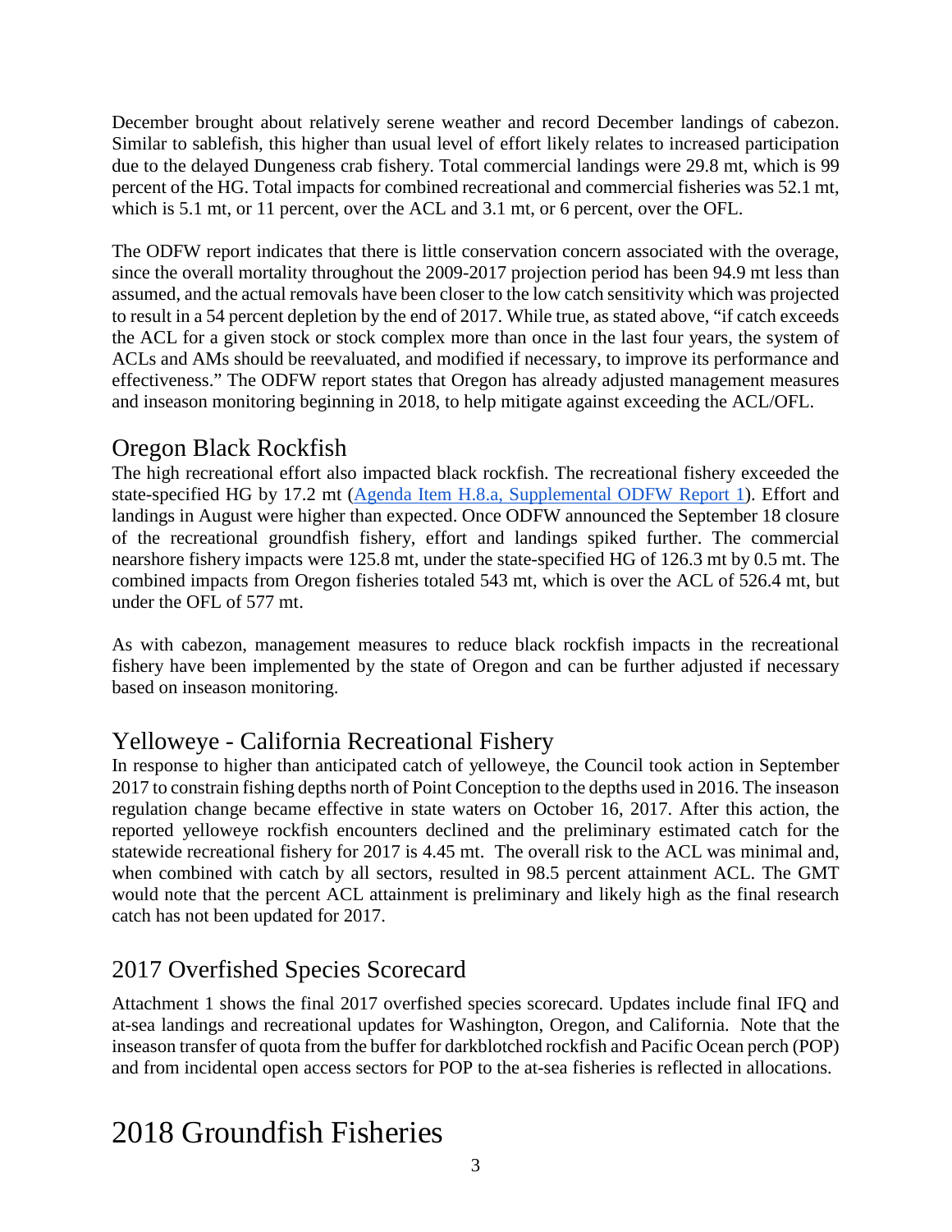December brought about relatively serene weather and record December landings of cabezon. Similar to sablefish, this higher than usual level of effort likely relates to increased participation due to the delayed Dungeness crab fishery. Total commercial landings were 29.8 mt, which is 99 percent of the HG. Total impacts for combined recreational and commercial fisheries was 52.1 mt, which is 5.1 mt, or 11 percent, over the ACL and 3.1 mt, or 6 percent, over the OFL.

The ODFW report indicates that there is little conservation concern associated with the overage, since the overall mortality throughout the 2009-2017 projection period has been 94.9 mt less than assumed, and the actual removals have been closer to the low catch sensitivity which was projected to result in a 54 percent depletion by the end of 2017. While true, as stated above, "if catch exceeds the ACL for a given stock or stock complex more than once in the last four years, the system of ACLs and AMs should be reevaluated, and modified if necessary, to improve its performance and effectiveness." The ODFW report states that Oregon has already adjusted management measures and inseason monitoring beginning in 2018, to help mitigate against exceeding the ACL/OFL.

## Oregon Black Rockfish

The high recreational effort also impacted black rockfish. The recreational fishery exceeded the state-specified HG by 17.2 mt (Agenda Item H.8.a, Supplemental ODFW Report 1). Effort and landings in August were higher than expected. Once ODFW announced the September 18 closure of the recreational groundfish fishery, effort and landings spiked further. The commercial nearshore fishery impacts were 125.8 mt, under the state-specified HG of 126.3 mt by 0.5 mt. The combined impacts from Oregon fisheries totaled 543 mt, which is over the ACL of 526.4 mt, but under the OFL of 577 mt.

As with cabezon, management measures to reduce black rockfish impacts in the recreational fishery have been implemented by the state of Oregon and can be further adjusted if necessary based on inseason monitoring.

## Yelloweye - California Recreational Fishery

In response to higher than anticipated catch of yelloweye, the Council took action in September 2017 to constrain fishing depths north of Point Conception to the depths used in 2016. The inseason regulation change became effective in state waters on October 16, 2017. After this action, the reported yelloweye rockfish encounters declined and the preliminary estimated catch for the statewide recreational fishery for 2017 is 4.45 mt. The overall risk to the ACL was minimal and, when combined with catch by all sectors, resulted in 98.5 percent attainment ACL. The GMT would note that the percent ACL attainment is preliminary and likely high as the final research catch has not been updated for 2017.

## 2017 Overfished Species Scorecard

Attachment 1 shows the final 2017 overfished species scorecard. Updates include final IFQ and at-sea landings and recreational updates for Washington, Oregon, and California. Note that the inseason transfer of quota from the buffer for darkblotched rockfish and Pacific Ocean perch (POP) and from incidental open access sectors for POP to the at-sea fisheries is reflected in allocations.

# 2018 Groundfish Fisheries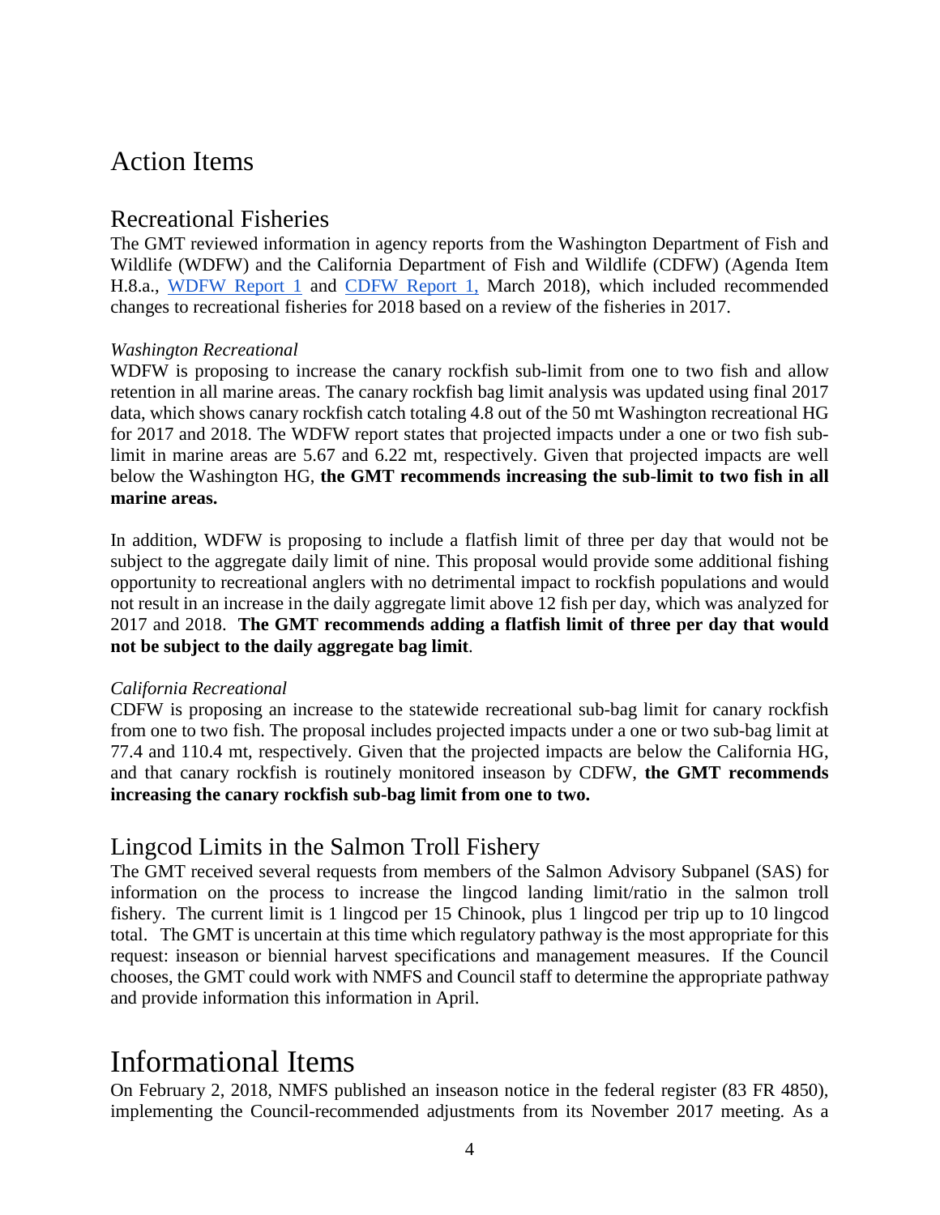## Action Items

### Recreational Fisheries

The GMT reviewed information in agency reports from the Washington Department of Fish and Wildlife (WDFW) and the California Department of Fish and Wildlife (CDFW) (Agenda Item H.8.a., WDFW Report 1 and CDFW Report 1, March 2018), which included recommended changes to recreational fisheries for 2018 based on a review of the fisheries in 2017.

*Washington Recreational*

WDFW is proposing to increase the canary rockfish sub-limit from one to two fish and allow retention in all marine areas. The canary rockfish bag limit analysis was updated using final 2017 data, which shows canary rockfish catch totaling 4.8 out of the 50 mt Washington recreational HG for 2017 and 2018. The WDFW report states that projected impacts under a one or two fish sub-limit in marine areas are 5.67 and 6.22 mt, respectively. Given that projected impacts are well below the Washington HG, **the GMT recommends increasing the sub-limit to two fish in all marine areas.**

In addition, WDFW is proposing to include a flatfish limit of three per day that would not be subject to the aggregate daily limit of nine. This proposal would provide some additional fishing opportunity to recreational anglers with no detrimental impact to rockfish populations and would not result in an increase in the daily aggregate limit above 12 fish per day, which was analyzed for 2017 and 2018. **The GMT recommends adding a flatfish limit of three per day that would not be subject to the daily aggregate bag limit**.

*California Recreational*

CDFW is proposing an increase to the statewide recreational sub-bag limit for canary rockfish from one to two fish. The proposal includes projected impacts under a one or two sub-bag limit at 77.4 and 110.4 mt, respectively. Given that the projected impacts are below the California HG, and that canary rockfish is routinely monitored inseason by CDFW, **the GMT recommends increasing the canary rockfish sub-bag limit from one to two.**

### Lingcod Limits in the Salmon Troll Fishery

The GMT received several requests from members of the Salmon Advisory Subpanel (SAS) for information on the process to increase the lingcod landing limit/ratio in the salmon troll fishery. The current limit is 1 lingcod per 15 Chinook, plus 1 lingcod per trip up to 10 lingcod total. The GMT is uncertain at this time which regulatory pathway is the most appropriate for this request: inseason or biennial harvest specifications and management measures. If the Council chooses, the GMT could work with NMFS and Council staff to determine the appropriate pathway and provide information this information in April.

# Informational Items

On February 2, 2018, NMFS published an inseason notice in the federal register (83 FR 4850), implementing the Council-recommended adjustments from its November 2017 meeting. As a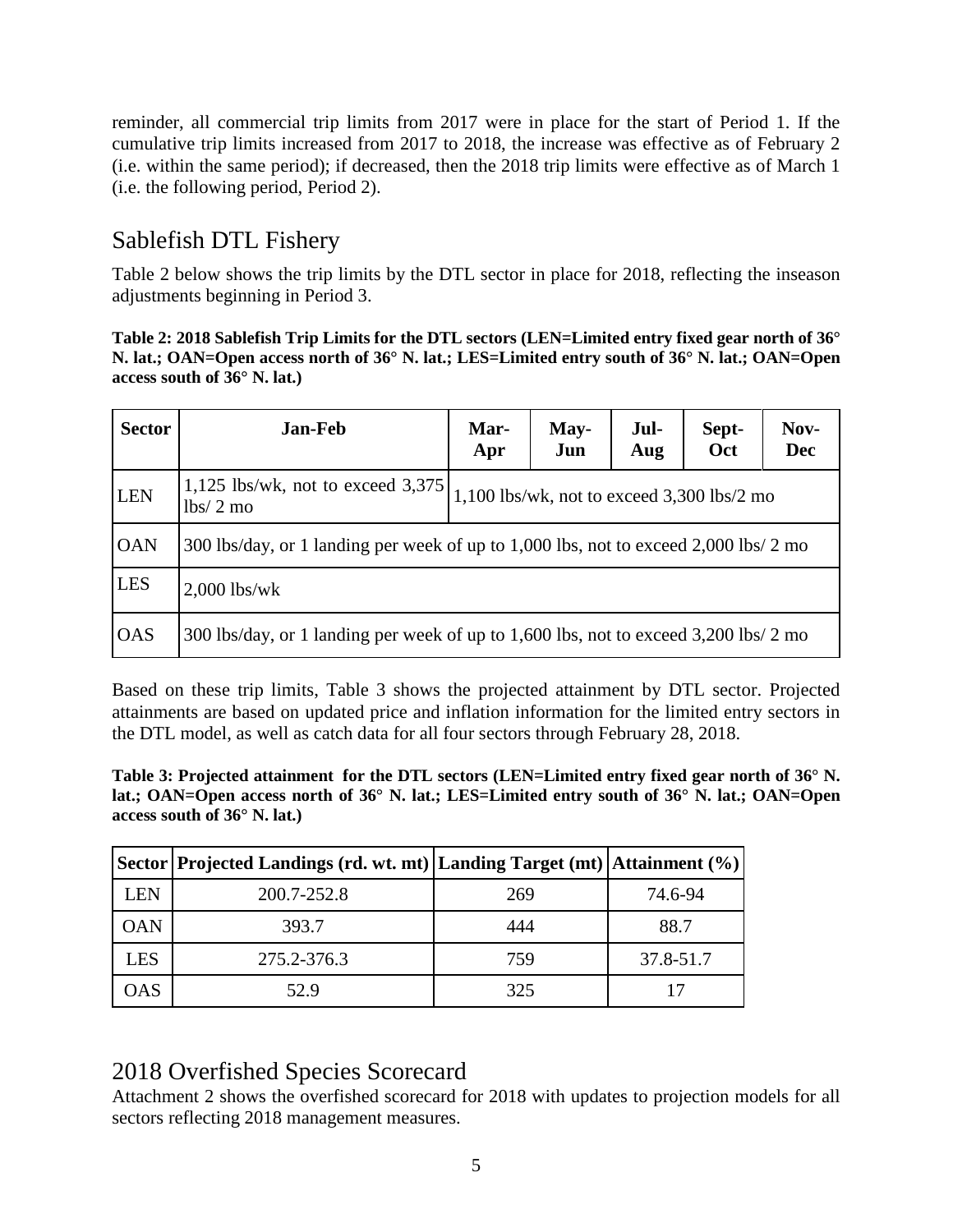reminder, all commercial trip limits from 2017 were in place for the start of Period 1. If the cumulative trip limits increased from 2017 to 2018, the increase was effective as of February 2 (i.e. within the same period); if decreased, then the 2018 trip limits were effective as of March 1 (i.e. the following period, Period 2).

## Sablefish DTL Fishery

Table 2 below shows the trip limits by the DTL sector in place for 2018, reflecting the inseason adjustments beginning in Period 3.

**Table 2: 2018 Sablefish Trip Limits for the DTL sectors (LEN=Limited entry fixed gear north of 36° N. lat.; OAN=Open access north of 36° N. lat.; LES=Limited entry south of 36° N. lat.; OAN=Open access south of 36° N. lat.)**

| Sector | Jan-Feb | Mar-Apr | May-Jun | Jul-Aug | Sept-Oct | Nov-Dec |
|---|---|---|---|---|---|---|
| LEN | 1,125 lbs/wk, not to exceed 3,375 lbs/ 2 mo | 1,100 lbs/wk, not to exceed 3,300 lbs/2 mo | | | | |
| OAN | 300 lbs/day, or 1 landing per week of up to 1,000 lbs, not to exceed 2,000 lbs/ 2 mo | | | | | |
| LES | 2,000 lbs/wk | | | | | |
| OAS | 300 lbs/day, or 1 landing per week of up to 1,600 lbs, not to exceed 3,200 lbs/ 2 mo | | | | | |

Based on these trip limits, Table 3 shows the projected attainment by DTL sector. Projected attainments are based on updated price and inflation information for the limited entry sectors in the DTL model, as well as catch data for all four sectors through February 28, 2018.

**Table 3: Projected attainment for the DTL sectors (LEN=Limited entry fixed gear north of 36° N. lat.; OAN=Open access north of 36° N. lat.; LES=Limited entry south of 36° N. lat.; OAN=Open access south of 36° N. lat.)**

| Sector | Projected Landings (rd. wt. mt) | Landing Target (mt) | Attainment (%) |
|---|---|---|---|
| LEN | 200.7-252.8 | 269 | 74.6-94 |
| OAN | 393.7 | 444 | 88.7 |
| LES | 275.2-376.3 | 759 | 37.8-51.7 |
| OAS | 52.9 | 325 | 17 |

## 2018 Overfished Species Scorecard

Attachment 2 shows the overfished scorecard for 2018 with updates to projection models for all sectors reflecting 2018 management measures.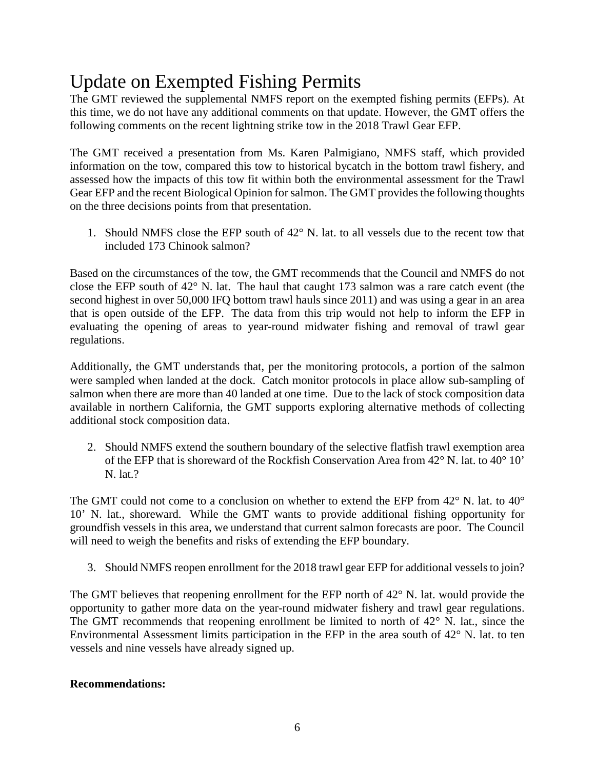# Update on Exempted Fishing Permits

The GMT reviewed the supplemental NMFS report on the exempted fishing permits (EFPs). At this time, we do not have any additional comments on that update. However, the GMT offers the following comments on the recent lightning strike tow in the 2018 Trawl Gear EFP.

The GMT received a presentation from Ms. Karen Palmigiano, NMFS staff, which provided information on the tow, compared this tow to historical bycatch in the bottom trawl fishery, and assessed how the impacts of this tow fit within both the environmental assessment for the Trawl Gear EFP and the recent Biological Opinion for salmon. The GMT provides the following thoughts on the three decisions points from that presentation.

1. Should NMFS close the EFP south of 42° N. lat. to all vessels due to the recent tow that included 173 Chinook salmon?

Based on the circumstances of the tow, the GMT recommends that the Council and NMFS do not close the EFP south of 42° N. lat. The haul that caught 173 salmon was a rare catch event (the second highest in over 50,000 IFQ bottom trawl hauls since 2011) and was using a gear in an area that is open outside of the EFP. The data from this trip would not help to inform the EFP in evaluating the opening of areas to year-round midwater fishing and removal of trawl gear regulations.

Additionally, the GMT understands that, per the monitoring protocols, a portion of the salmon were sampled when landed at the dock. Catch monitor protocols in place allow sub-sampling of salmon when there are more than 40 landed at one time. Due to the lack of stock composition data available in northern California, the GMT supports exploring alternative methods of collecting additional stock composition data.

2. Should NMFS extend the southern boundary of the selective flatfish trawl exemption area of the EFP that is shoreward of the Rockfish Conservation Area from 42° N. lat. to 40° 10' N. lat.?

The GMT could not come to a conclusion on whether to extend the EFP from 42° N. lat. to 40° 10' N. lat., shoreward. While the GMT wants to provide additional fishing opportunity for groundfish vessels in this area, we understand that current salmon forecasts are poor. The Council will need to weigh the benefits and risks of extending the EFP boundary.

3. Should NMFS reopen enrollment for the 2018 trawl gear EFP for additional vessels to join?

The GMT believes that reopening enrollment for the EFP north of 42° N. lat. would provide the opportunity to gather more data on the year-round midwater fishery and trawl gear regulations. The GMT recommends that reopening enrollment be limited to north of 42° N. lat., since the Environmental Assessment limits participation in the EFP in the area south of 42° N. lat. to ten vessels and nine vessels have already signed up.

**Recommendations:**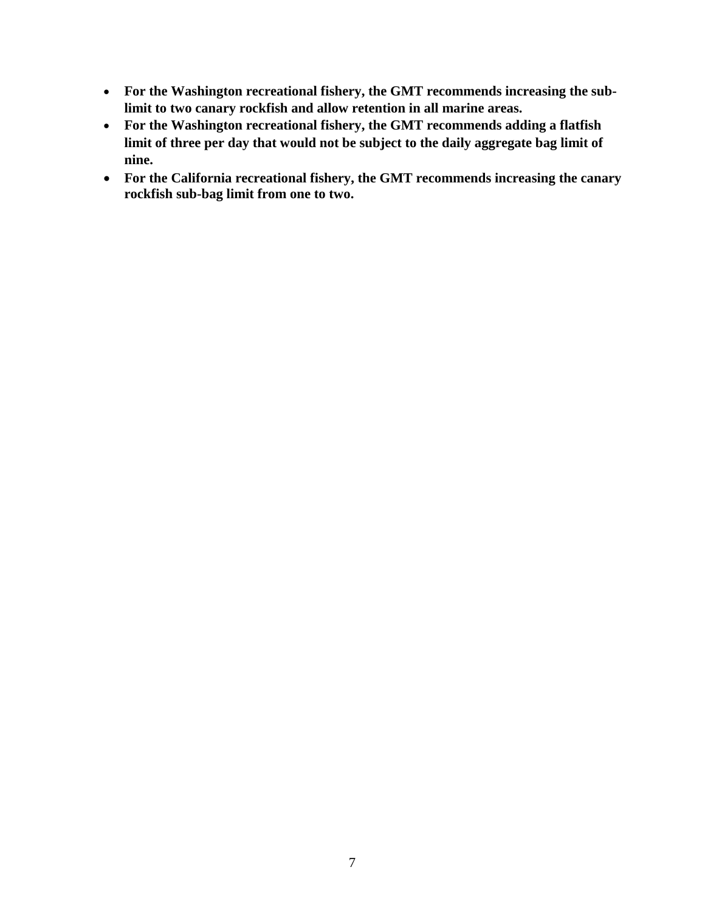- **For the Washington recreational fishery, the GMT recommends increasing the sub-limit to two canary rockfish and allow retention in all marine areas.**
- **For the Washington recreational fishery, the GMT recommends adding a flatfish limit of three per day that would not be subject to the daily aggregate bag limit of nine.**
- **For the California recreational fishery, the GMT recommends increasing the canary rockfish sub-bag limit from one to two.**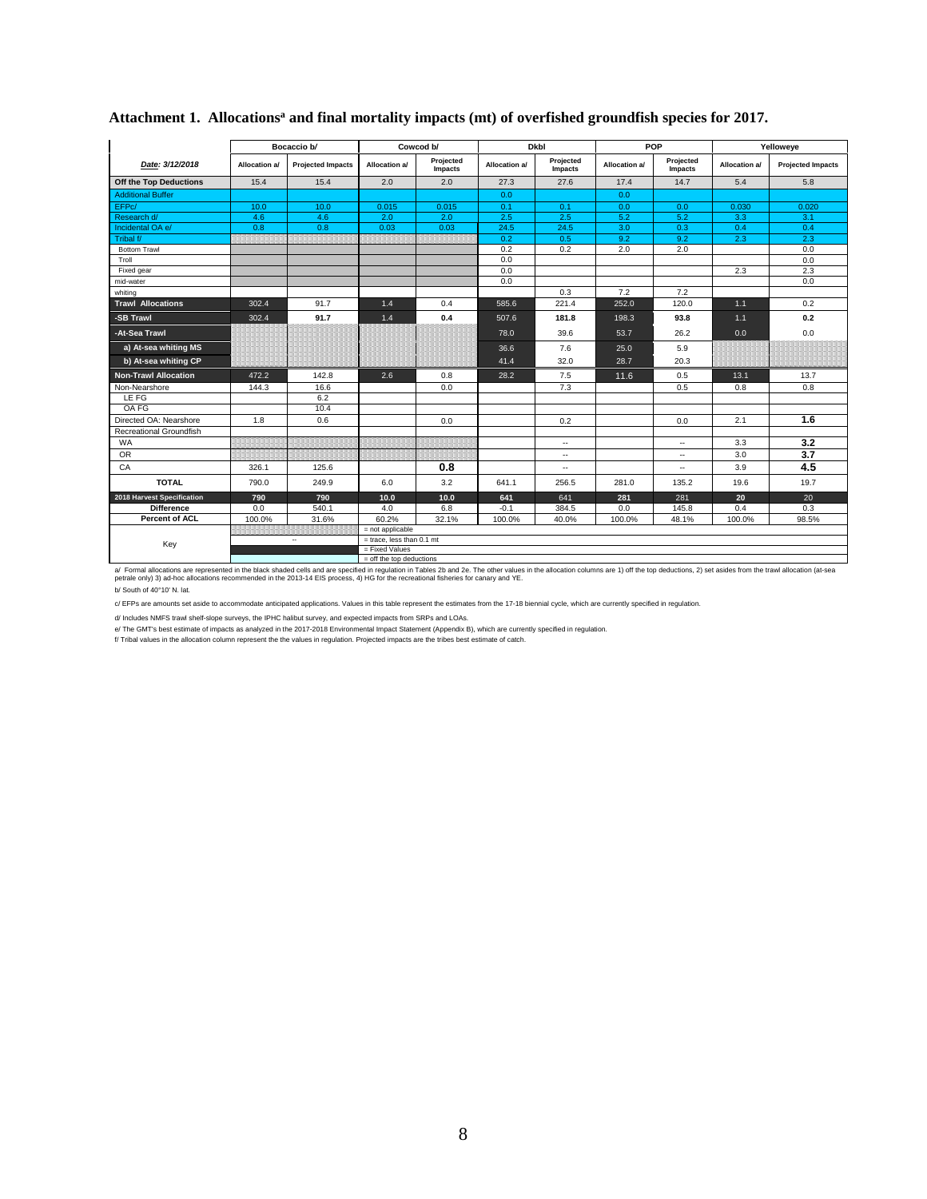## Attachment 1. Allocations[a] and final mortality impacts (mt) of overfished groundfish species for 2017.

| | Bocaccio b/ | | Cowcod b/ | | Dkbl | | POP | | Yelloweye | |
|---|---|---|---|---|---|---|---|---|---|---|
| *Date: 3/12/2018* | Allocation a/ | Projected Impacts | Allocation a/ | Projected Impacts | Allocation a/ | Projected Impacts | Allocation a/ | Projected Impacts | Allocation a/ | Projected Impacts |
| **Off the Top Deductions** | 15.4 | 15.4 | 2.0 | 2.0 | 27.3 | 27.6 | 17.4 | 14.7 | 5.4 | 5.8 |
| Additional Buffer | | | | | 0.0 | | 0.0 | | | |
| EFPc/ | 10.0 | 10.0 | 0.015 | 0.015 | 0.1 | 0.1 | 0.0 | 0.0 | 0.030 | 0.020 |
| Research d/ | 4.6 | 4.6 | 2.0 | 2.0 | 2.5 | 2.5 | 5.2 | 5.2 | 3.3 | 3.1 |
| Incidental OA e/ | 0.8 | 0.8 | 0.03 | 0.03 | 24.5 | 24.5 | 3.0 | 0.3 | 0.4 | 0.4 |
| Tribal f/ | | | | | 0.2 | 0.5 | 9.2 | 9.2 | 2.3 | 2.3 |
| Bottom Trawl | | | | | 0.2 | 0.2 | 2.0 | 2.0 | | 0.0 |
| Troll | | | | | 0.0 | | | | | 0.0 |
| Fixed gear | | | | | 0.0 | | | | 2.3 | 2.3 |
| mid-water | | | | | 0.0 | | | | | 0.0 |
| whiting | | | | | | 0.3 | 7.2 | 7.2 | | |
| **Trawl Allocations** | 302.4 | 91.7 | 1.4 | 0.4 | 585.6 | 221.4 | 252.0 | 120.0 | 1.1 | 0.2 |
| **-SB Trawl** | 302.4 | **91.7** | 1.4 | **0.4** | 507.6 | **181.8** | 198.3 | **93.8** | 1.1 | **0.2** |
| **-At-Sea Trawl** | | | | | 78.0 | 39.6 | 53.7 | 26.2 | 0.0 | 0.0 |
| **a) At-sea whiting MS** | | | | | 36.6 | 7.6 | 25.0 | 5.9 | | |
| **b) At-sea whiting CP** | | | | | 41.4 | 32.0 | 28.7 | 20.3 | | |
| **Non-Trawl Allocation** | 472.2 | 142.8 | 2.6 | 0.8 | 28.2 | 7.5 | 11.6 | 0.5 | 13.1 | 13.7 |
| Non-Nearshore | 144.3 | 16.6 | | 0.0 | | 7.3 | | 0.5 | 0.8 | 0.8 |
| LE FG | | 6.2 | | | | | | | | |
| OA FG | | 10.4 | | | | | | | | |
| Directed OA: Nearshore | 1.8 | 0.6 | | 0.0 | | 0.2 | | 0.0 | 2.1 | **1.6** |
| Recreational Groundfish | | | | | | | | | | |
| WA | | | | | | -- | | -- | 3.3 | **3.2** |
| OR | | | | | | -- | | -- | 3.0 | **3.7** |
| CA | 326.1 | 125.6 | | **0.8** | | -- | | -- | 3.9 | **4.5** |
| **TOTAL** | 790.0 | 249.9 | 6.0 | 3.2 | 641.1 | 256.5 | 281.0 | 135.2 | 19.6 | 19.7 |
| **2018 Harvest Specification** | 790 | 790 | 10.0 | 10.0 | 641 | 641 | 281 | 281 | 20 | 20 |
| **Difference** | 0.0 | 540.1 | 4.0 | 6.8 | -0.1 | 384.5 | 0.0 | 145.8 | 0.4 | 0.3 |
| **Percent of ACL** | 100.0% | 31.6% | 60.2% | 32.1% | 100.0% | 40.0% | 100.0% | 48.1% | 100.0% | 98.5% |

Key:
- (shaded) = not applicable
- -- = trace, less than 0.1 mt
- (black) = Fixed Values
- (blue) = off the top deductions

a/ Formal allocations are represented in the black shaded cells and are specified in regulation in Tables 2b and 2e. The other values in the allocation columns are 1) off the top deductions, 2) set asides from the trawl allocation (at-sea petrale only) 3) ad-hoc allocations recommended in the 2013-14 EIS process, 4) HG for the recreational fisheries for canary and YE.

b/ South of 40°10' N. lat.

c/ EFPs are amounts set aside to accommodate anticipated applications. Values in this table represent the estimates from the 17-18 biennial cycle, which are currently specified in regulation.

d/ Includes NMFS trawl shelf-slope surveys, the IPHC halibut survey, and expected impacts from SRPs and LOAs.

e/ The GMT's best estimate of impacts as analyzed in the 2017-2018 Environmental Impact Statement (Appendix B), which are currently specified in regulation.

f/ Tribal values in the allocation column represent the the values in regulation. Projected impacts are the tribes best estimate of catch.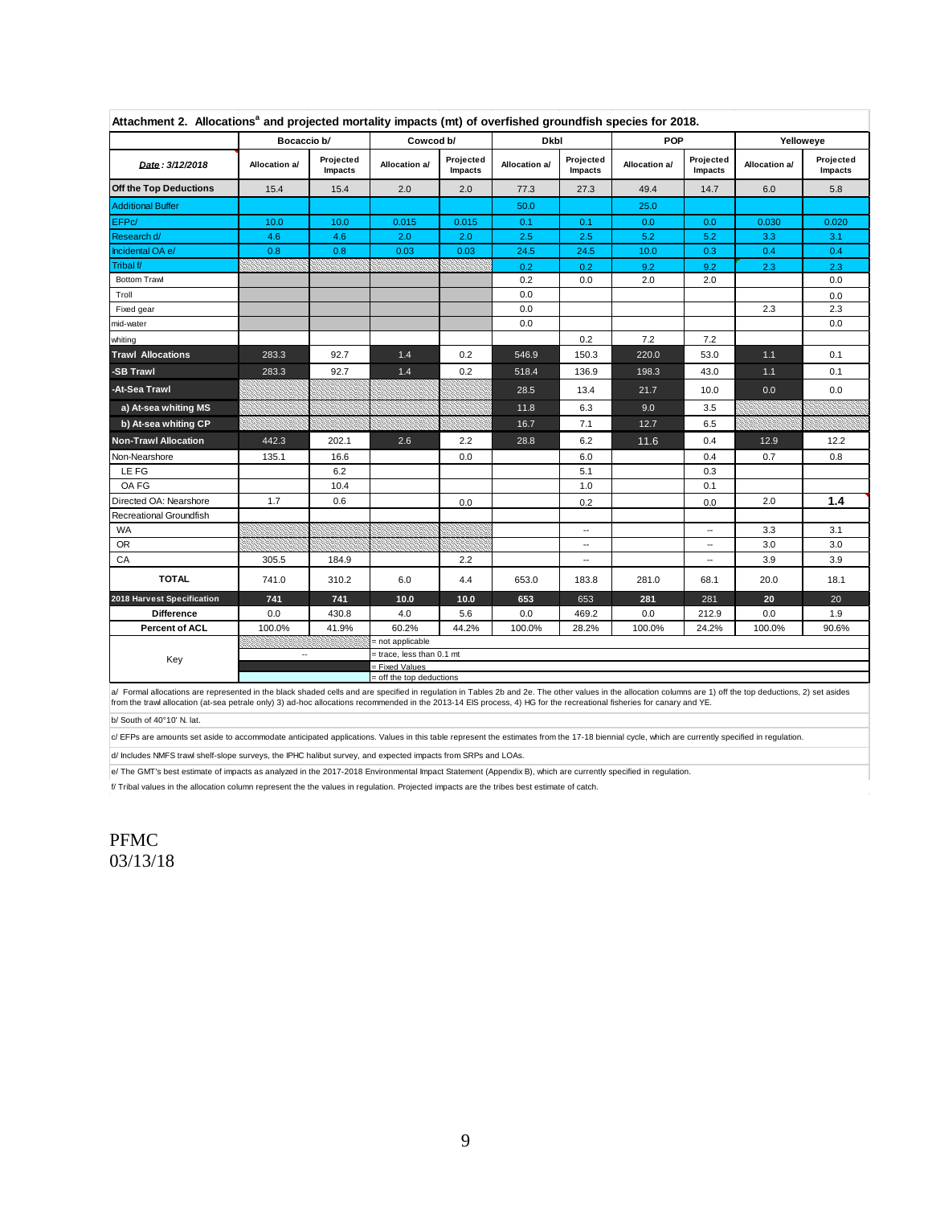**Attachment 2. Allocations[a] and projected mortality impacts (mt) of overfished groundfish species for 2018.**

| | Bocaccio b/ | | Cowcod b/ | | Dkbl | | POP | | Yelloweye | |
|---|---|---|---|---|---|---|---|---|---|---|
| *Date : 3/12/2018* | Allocation a/ | Projected Impacts | Allocation a/ | Projected Impacts | Allocation a/ | Projected Impacts | Allocation a/ | Projected Impacts | Allocation a/ | Projected Impacts |
| **Off the Top Deductions** | 15.4 | 15.4 | 2.0 | 2.0 | 77.3 | 27.3 | 49.4 | 14.7 | 6.0 | 5.8 |
| Additional Buffer | | | | | 50.0 | | 25.0 | | | |
| EFPc/ | 10.0 | 10.0 | 0.015 | 0.015 | 0.1 | 0.1 | 0.0 | 0.0 | 0.030 | 0.020 |
| Research d/ | 4.6 | 4.6 | 2.0 | 2.0 | 2.5 | 2.5 | 5.2 | 5.2 | 3.3 | 3.1 |
| Incidental OA e/ | 0.8 | 0.8 | 0.03 | 0.03 | 24.5 | 24.5 | 10.0 | 0.3 | 0.4 | 0.4 |
| Tribal f/ | | | | | 0.2 | 0.2 | 9.2 | 9.2 | 2.3 | 2.3 |
| Bottom Trawl | | | | | 0.2 | 0.0 | 2.0 | 2.0 | | 0.0 |
| Troll | | | | | 0.0 | | | | | 0.0 |
| Fixed gear | | | | | 0.0 | | | | 2.3 | 2.3 |
| mid-water | | | | | 0.0 | | | | | 0.0 |
| whiting | | | | | | 0.2 | 7.2 | 7.2 | | |
| **Trawl Allocations** | 283.3 | 92.7 | 1.4 | 0.2 | 546.9 | 150.3 | 220.0 | 53.0 | 1.1 | 0.1 |
| **-SB Trawl** | 283.3 | 92.7 | 1.4 | 0.2 | 518.4 | 136.9 | 198.3 | 43.0 | 1.1 | 0.1 |
| **-At-Sea Trawl** | | | | | 28.5 | 13.4 | 21.7 | 10.0 | 0.0 | 0.0 |
| **a) At-sea whiting MS** | | | | | 11.8 | 6.3 | 9.0 | 3.5 | | |
| **b) At-sea whiting CP** | | | | | 16.7 | 7.1 | 12.7 | 6.5 | | |
| **Non-Trawl Allocation** | 442.3 | 202.1 | 2.6 | 2.2 | 28.8 | 6.2 | 11.6 | 0.4 | 12.9 | 12.2 |
| Non-Nearshore | 135.1 | 16.6 | | 0.0 | | 6.0 | | 0.4 | 0.7 | 0.8 |
| LE FG | | 6.2 | | | | 5.1 | | 0.3 | | |
| OA FG | | 10.4 | | | | 1.0 | | 0.1 | | |
| Directed OA: Nearshore | 1.7 | 0.6 | | 0.0 | | 0.2 | | 0.0 | 2.0 | 1.4 |
| Recreational Groundfish | | | | | | | | | | |
| WA | | | | | | -- | | -- | 3.3 | 3.1 |
| OR | | | | | | -- | | -- | 3.0 | 3.0 |
| CA | 305.5 | 184.9 | | 2.2 | | -- | | -- | 3.9 | 3.9 |
| **TOTAL** | 741.0 | 310.2 | 6.0 | 4.4 | 653.0 | 183.8 | 281.0 | 68.1 | 20.0 | 18.1 |
| **2018 Harvest Specification** | 741 | 741 | 10.0 | 10.0 | 653 | 653 | 281 | 281 | 20 | 20 |
| **Difference** | 0.0 | 430.8 | 4.0 | 5.6 | 0.0 | 469.2 | 0.0 | 212.9 | 0.0 | 1.9 |
| **Percent of ACL** | 100.0% | 41.9% | 60.2% | 44.2% | 100.0% | 28.2% | 100.0% | 24.2% | 100.0% | 90.6% |

Key:
- (hatched) = not applicable
- -- = trace, less than 0.1 mt
- (black shaded) = Fixed Values
- (light blue) = off the top deductions

a/ Formal allocations are represented in the black shaded cells and are specified in regulation in Tables 2b and 2e. The other values in the allocation columns are 1) off the top deductions, 2) set asides from the trawl allocation (at-sea petrale only) 3) ad-hoc allocations recommended in the 2013-14 EIS process, 4) HG for the recreational fisheries for canary and YE.

b/ South of 40°10' N. lat.

c/ EFPs are amounts set aside to accommodate anticipated applications. Values in this table represent the estimates from the 17-18 biennial cycle, which are currently specified in regulation.

d/ Includes NMFS trawl shelf-slope surveys, the IPHC halibut survey, and expected impacts from SRPs and LOAs.

e/ The GMT's best estimate of impacts as analyzed in the 2017-2018 Environmental Impact Statement (Appendix B), which are currently specified in regulation.

f/ Tribal values in the allocation column represent the the values in regulation. Projected impacts are the tribes best estimate of catch.

PFMC
03/13/18